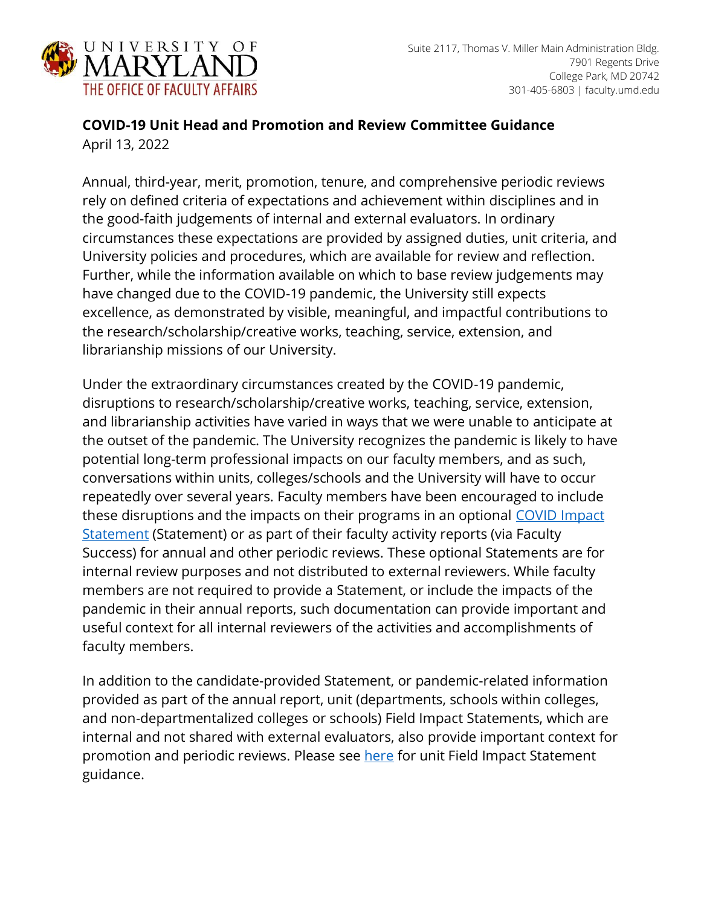UNIVERSITY OF MARYLAND
THE OFFICE OF FACULTY AFFAIRS

Suite 2117, Thomas V. Miller Main Administration Bldg.
7901 Regents Drive
College Park, MD 20742
301-405-6803 | faculty.umd.edu

**COVID-19 Unit Head and Promotion and Review Committee Guidance**
April 13, 2022

Annual, third-year, merit, promotion, tenure, and comprehensive periodic reviews rely on defined criteria of expectations and achievement within disciplines and in the good-faith judgements of internal and external evaluators. In ordinary circumstances these expectations are provided by assigned duties, unit criteria, and University policies and procedures, which are available for review and reflection. Further, while the information available on which to base review judgements may have changed due to the COVID-19 pandemic, the University still expects excellence, as demonstrated by visible, meaningful, and impactful contributions to the research/scholarship/creative works, teaching, service, extension, and librarianship missions of our University.

Under the extraordinary circumstances created by the COVID-19 pandemic, disruptions to research/scholarship/creative works, teaching, service, extension, and librarianship activities have varied in ways that we were unable to anticipate at the outset of the pandemic. The University recognizes the pandemic is likely to have potential long-term professional impacts on our faculty members, and as such, conversations within units, colleges/schools and the University will have to occur repeatedly over several years. Faculty members have been encouraged to include these disruptions and the impacts on their programs in an optional COVID Impact Statement (Statement) or as part of their faculty activity reports (via Faculty Success) for annual and other periodic reviews. These optional Statements are for internal review purposes and not distributed to external reviewers. While faculty members are not required to provide a Statement, or include the impacts of the pandemic in their annual reports, such documentation can provide important and useful context for all internal reviewers of the activities and accomplishments of faculty members.

In addition to the candidate-provided Statement, or pandemic-related information provided as part of the annual report, unit (departments, schools within colleges, and non-departmentalized colleges or schools) Field Impact Statements, which are internal and not shared with external evaluators, also provide important context for promotion and periodic reviews. Please see here for unit Field Impact Statement guidance.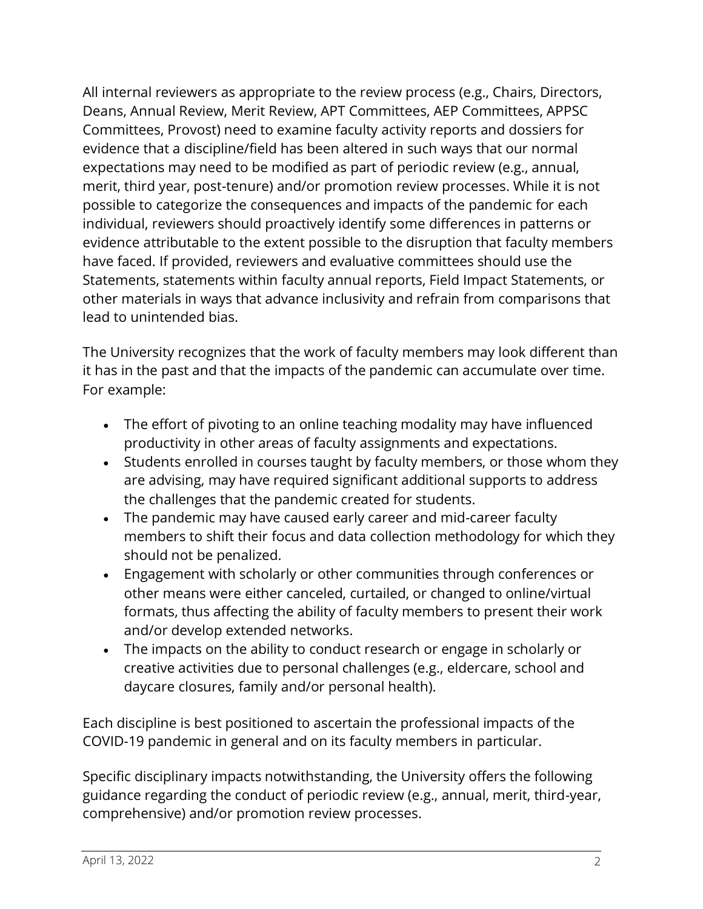All internal reviewers as appropriate to the review process (e.g., Chairs, Directors, Deans, Annual Review, Merit Review, APT Committees, AEP Committees, APPSC Committees, Provost) need to examine faculty activity reports and dossiers for evidence that a discipline/field has been altered in such ways that our normal expectations may need to be modified as part of periodic review (e.g., annual, merit, third year, post-tenure) and/or promotion review processes. While it is not possible to categorize the consequences and impacts of the pandemic for each individual, reviewers should proactively identify some differences in patterns or evidence attributable to the extent possible to the disruption that faculty members have faced. If provided, reviewers and evaluative committees should use the Statements, statements within faculty annual reports, Field Impact Statements, or other materials in ways that advance inclusivity and refrain from comparisons that lead to unintended bias.

The University recognizes that the work of faculty members may look different than it has in the past and that the impacts of the pandemic can accumulate over time. For example:

- The effort of pivoting to an online teaching modality may have influenced productivity in other areas of faculty assignments and expectations.
- Students enrolled in courses taught by faculty members, or those whom they are advising, may have required significant additional supports to address the challenges that the pandemic created for students.
- The pandemic may have caused early career and mid-career faculty members to shift their focus and data collection methodology for which they should not be penalized.
- Engagement with scholarly or other communities through conferences or other means were either canceled, curtailed, or changed to online/virtual formats, thus affecting the ability of faculty members to present their work and/or develop extended networks.
- The impacts on the ability to conduct research or engage in scholarly or creative activities due to personal challenges (e.g., eldercare, school and daycare closures, family and/or personal health).

Each discipline is best positioned to ascertain the professional impacts of the COVID-19 pandemic in general and on its faculty members in particular.

Specific disciplinary impacts notwithstanding, the University offers the following guidance regarding the conduct of periodic review (e.g., annual, merit, third-year, comprehensive) and/or promotion review processes.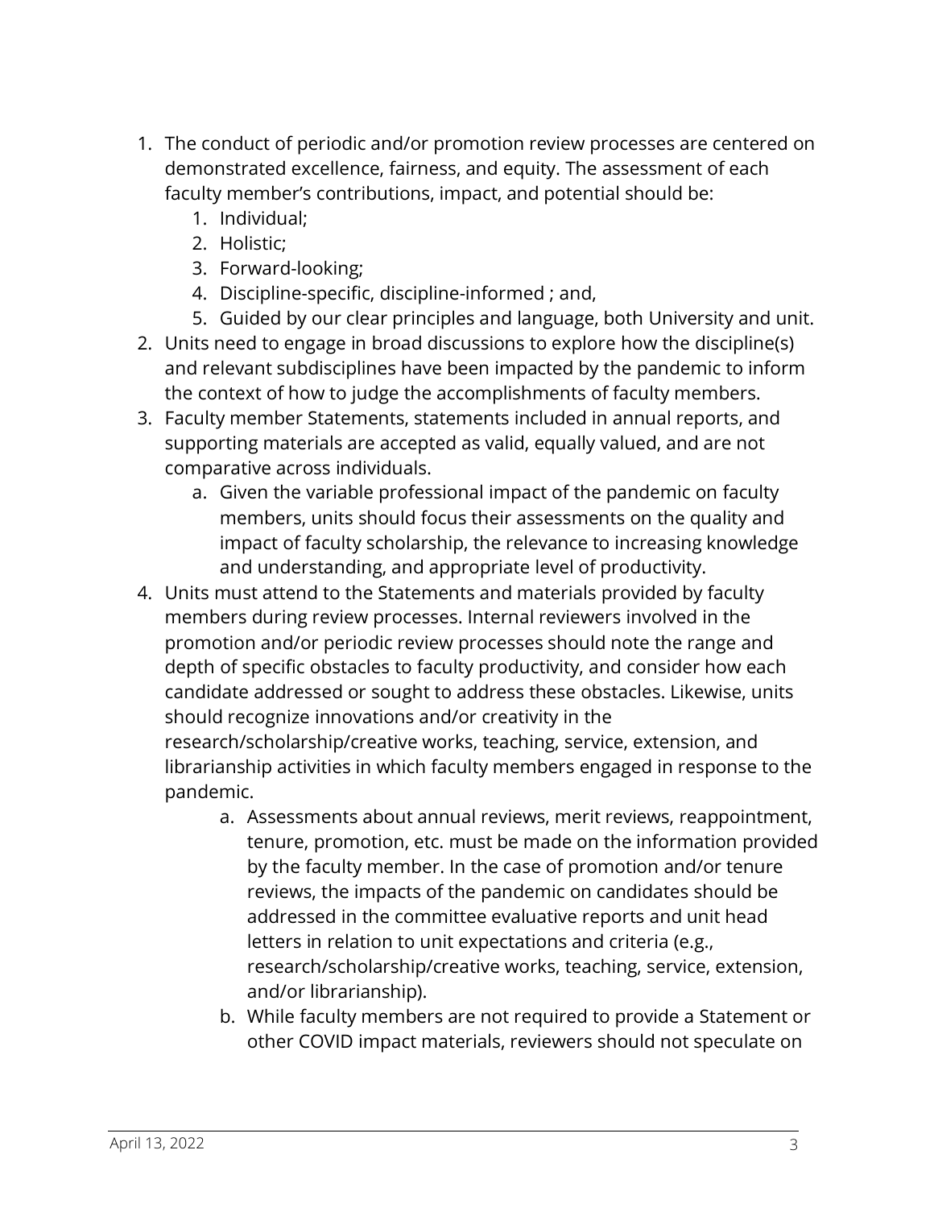1. The conduct of periodic and/or promotion review processes are centered on demonstrated excellence, fairness, and equity. The assessment of each faculty member's contributions, impact, and potential should be:
    1. Individual;
    2. Holistic;
    3. Forward-looking;
    4. Discipline-specific, discipline-informed ; and,
    5. Guided by our clear principles and language, both University and unit.
2. Units need to engage in broad discussions to explore how the discipline(s) and relevant subdisciplines have been impacted by the pandemic to inform the context of how to judge the accomplishments of faculty members.
3. Faculty member Statements, statements included in annual reports, and supporting materials are accepted as valid, equally valued, and are not comparative across individuals.
    a. Given the variable professional impact of the pandemic on faculty members, units should focus their assessments on the quality and impact of faculty scholarship, the relevance to increasing knowledge and understanding, and appropriate level of productivity.
4. Units must attend to the Statements and materials provided by faculty members during review processes. Internal reviewers involved in the promotion and/or periodic review processes should note the range and depth of specific obstacles to faculty productivity, and consider how each candidate addressed or sought to address these obstacles. Likewise, units should recognize innovations and/or creativity in the research/scholarship/creative works, teaching, service, extension, and librarianship activities in which faculty members engaged in response to the pandemic.
    a. Assessments about annual reviews, merit reviews, reappointment, tenure, promotion, etc. must be made on the information provided by the faculty member. In the case of promotion and/or tenure reviews, the impacts of the pandemic on candidates should be addressed in the committee evaluative reports and unit head letters in relation to unit expectations and criteria (e.g., research/scholarship/creative works, teaching, service, extension, and/or librarianship).
    b. While faculty members are not required to provide a Statement or other COVID impact materials, reviewers should not speculate on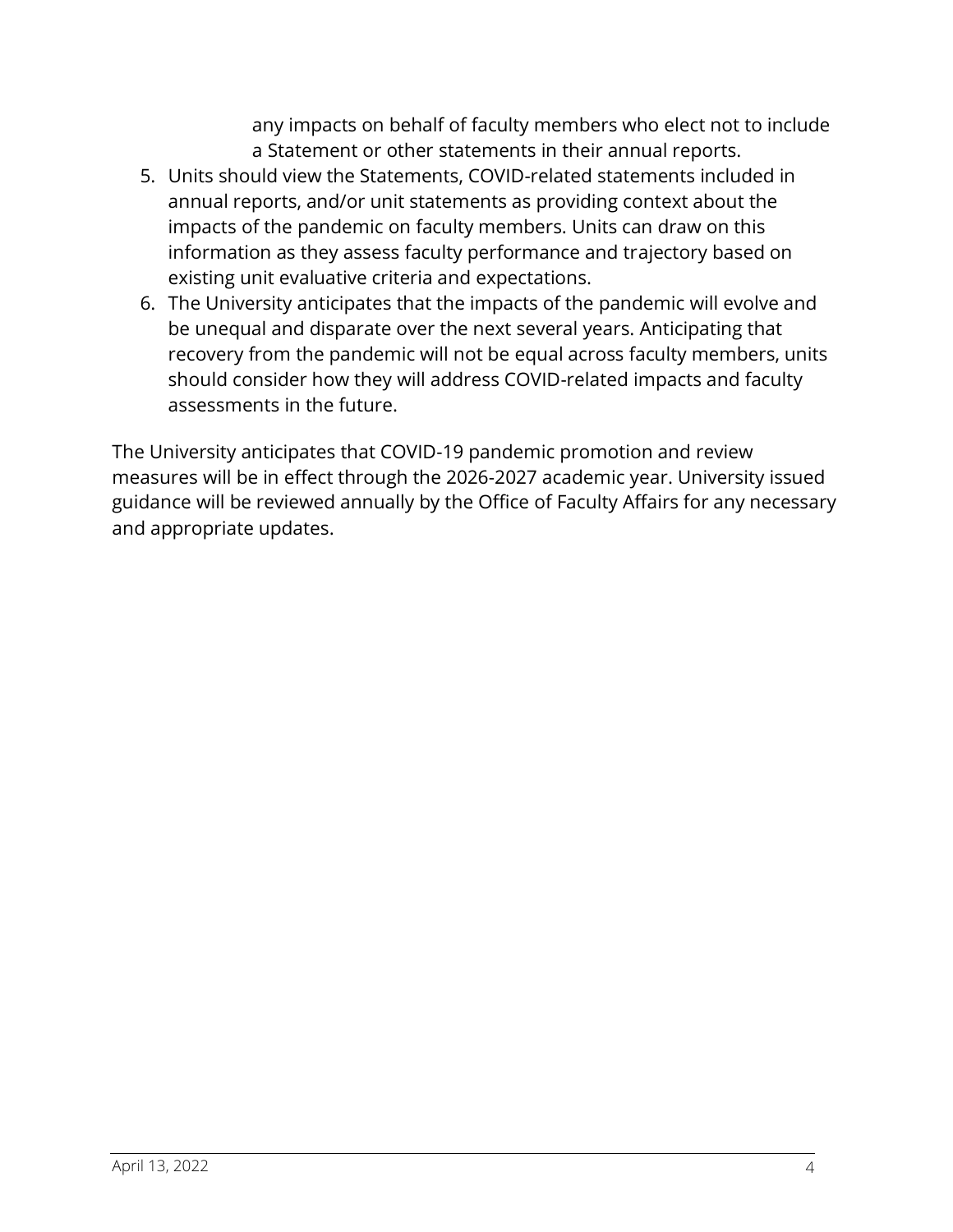any impacts on behalf of faculty members who elect not to include a Statement or other statements in their annual reports.

5. Units should view the Statements, COVID-related statements included in annual reports, and/or unit statements as providing context about the impacts of the pandemic on faculty members. Units can draw on this information as they assess faculty performance and trajectory based on existing unit evaluative criteria and expectations.
6. The University anticipates that the impacts of the pandemic will evolve and be unequal and disparate over the next several years. Anticipating that recovery from the pandemic will not be equal across faculty members, units should consider how they will address COVID-related impacts and faculty assessments in the future.

The University anticipates that COVID-19 pandemic promotion and review measures will be in effect through the 2026-2027 academic year. University issued guidance will be reviewed annually by the Office of Faculty Affairs for any necessary and appropriate updates.